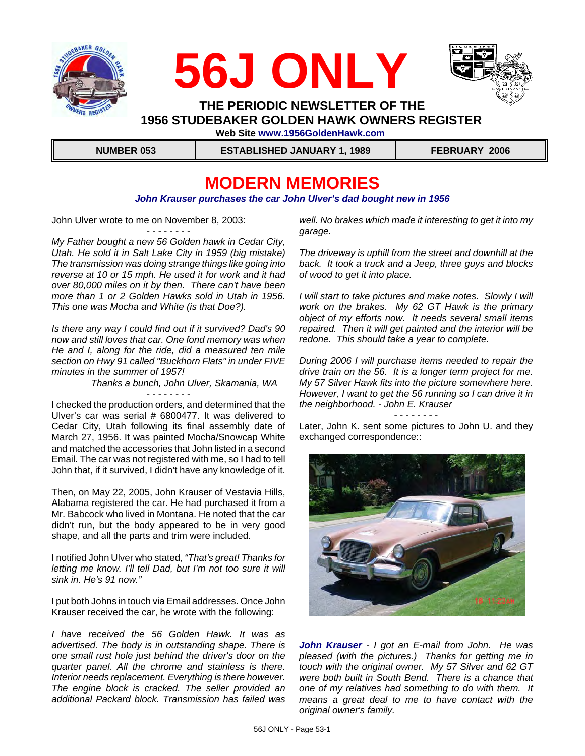# 56J ONLY

**THE PERIODIC NEWSLETTER OF THE**
**1956 STUDEBAKER GOLDEN HAWK OWNERS REGISTER**

**Web Site www.1956GoldenHawk.com**

| NUMBER 053 | ESTABLISHED JANUARY 1, 1989 | FEBRUARY 2006 |
|---|---|---|

## MODERN MEMORIES

***John Krauser purchases the car John Ulver's dad bought new in 1956***

John Ulver wrote to me on November 8, 2003:

\- - - - - - - -

*My Father bought a new 56 Golden hawk in Cedar City, Utah. He sold it in Salt Lake City in 1959 (big mistake) The transmission was doing strange things like going into reverse at 10 or 15 mph. He used it for work and it had over 80,000 miles on it by then. There can't have been more than 1 or 2 Golden Hawks sold in Utah in 1956. This one was Mocha and White (is that Doe?).*

*Is there any way I could find out if it survived? Dad's 90 now and still loves that car. One fond memory was when He and I, along for the ride, did a measured ten mile section on Hwy 91 called "Buckhorn Flats" in under FIVE minutes in the summer of 1957!*

*Thanks a bunch, John Ulver, Skamania, WA*

\- - - - - - - -

I checked the production orders, and determined that the Ulver's car was serial # 6800477. It was delivered to Cedar City, Utah following its final assembly date of March 27, 1956. It was painted Mocha/Snowcap White and matched the accessories that John listed in a second Email. The car was not registered with me, so I had to tell John that, if it survived, I didn't have any knowledge of it.

Then, on May 22, 2005, John Krauser of Vestavia Hills, Alabama registered the car. He had purchased it from a Mr. Babcock who lived in Montana. He noted that the car didn't run, but the body appeared to be in very good shape, and all the parts and trim were included.

I notified John Ulver who stated, *"That's great! Thanks for letting me know. I'll tell Dad, but I'm not too sure it will sink in. He's 91 now."*

I put both Johns in touch via Email addresses. Once John Krauser received the car, he wrote with the following:

*I have received the 56 Golden Hawk. It was as advertised. The body is in outstanding shape. There is one small rust hole just behind the driver's door on the quarter panel. All the chrome and stainless is there. Interior needs replacement. Everything is there however. The engine block is cracked. The seller provided an additional Packard block. Transmission has failed was well. No brakes which made it interesting to get it into my garage.*

*The driveway is uphill from the street and downhill at the back. It took a truck and a Jeep, three guys and blocks of wood to get it into place.*

*I will start to take pictures and make notes. Slowly I will work on the brakes. My 62 GT Hawk is the primary object of my efforts now. It needs several small items repaired. Then it will get painted and the interior will be redone. This should take a year to complete.*

*During 2006 I will purchase items needed to repair the drive train on the 56. It is a longer term project for me. My 57 Silver Hawk fits into the picture somewhere here. However, I want to get the 56 running so I can drive it in the neighborhood. - John E. Krauser*

\- - - - - - - -

Later, John K. sent some pictures to John U. and they exchanged correspondence::

***John Krauser*** *- I got an E-mail from John. He was pleased (with the pictures.) Thanks for getting me in touch with the original owner. My 57 Silver and 62 GT were both built in South Bend. There is a chance that one of my relatives had something to do with them. It means a great deal to me to have contact with the original owner's family.*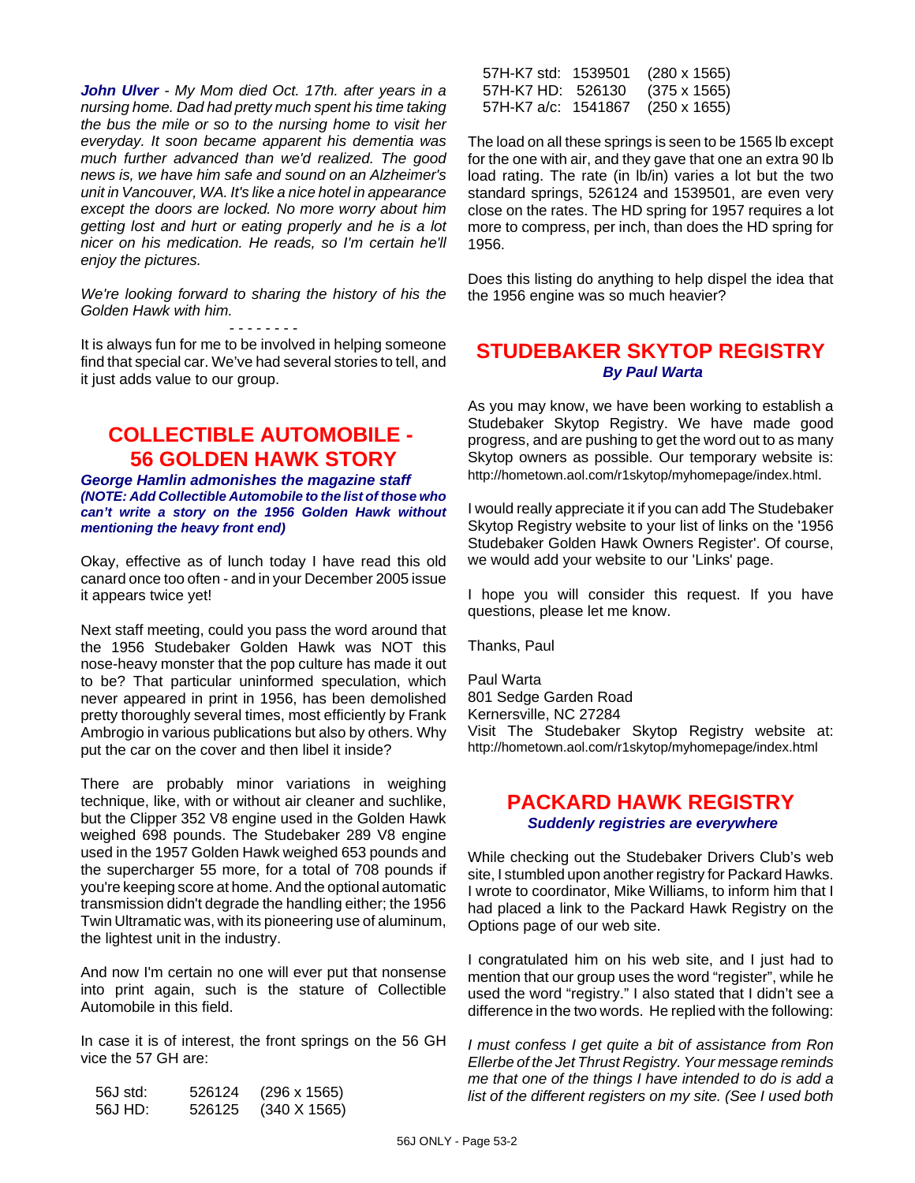***John Ulver** - My Mom died Oct. 17th. after years in a nursing home. Dad had pretty much spent his time taking the bus the mile or so to the nursing home to visit her everyday. It soon became apparent his dementia was much further advanced than we'd realized. The good news is, we have him safe and sound on an Alzheimer's unit in Vancouver, WA. It's like a nice hotel in appearance except the doors are locked. No more worry about him getting lost and hurt or eating properly and he is a lot nicer on his medication. He reads, so I'm certain he'll enjoy the pictures.*

*We're looking forward to sharing the history of his the Golden Hawk with him.*

- - - - - - - -

It is always fun for me to be involved in helping someone find that special car. We've had several stories to tell, and it just adds value to our group.

## COLLECTIBLE AUTOMOBILE - 56 GOLDEN HAWK STORY

***George Hamlin admonishes the magazine staff***
***(NOTE: Add Collectible Automobile to the list of those who can't write a story on the 1956 Golden Hawk without mentioning the heavy front end)***

Okay, effective as of lunch today I have read this old canard once too often - and in your December 2005 issue it appears twice yet!

Next staff meeting, could you pass the word around that the 1956 Studebaker Golden Hawk was NOT this nose-heavy monster that the pop culture has made it out to be? That particular uninformed speculation, which never appeared in print in 1956, has been demolished pretty thoroughly several times, most efficiently by Frank Ambrogio in various publications but also by others. Why put the car on the cover and then libel it inside?

There are probably minor variations in weighing technique, like, with or without air cleaner and suchlike, but the Clipper 352 V8 engine used in the Golden Hawk weighed 698 pounds. The Studebaker 289 V8 engine used in the 1957 Golden Hawk weighed 653 pounds and the supercharger 55 more, for a total of 708 pounds if you're keeping score at home. And the optional automatic transmission didn't degrade the handling either; the 1956 Twin Ultramatic was, with its pioneering use of aluminum, the lightest unit in the industry.

And now I'm certain no one will ever put that nonsense into print again, such is the stature of Collectible Automobile in this field.

In case it is of interest, the front springs on the 56 GH vice the 57 GH are:

| | | |
|---|---|---|
| 56J std: | 526124 | (296 x 1565) |
| 56J HD: | 526125 | (340 X 1565) |
| 57H-K7 std: | 1539501 | (280 x 1565) |
| 57H-K7 HD: | 526130 | (375 x 1565) |
| 57H-K7 a/c: | 1541867 | (250 x 1655) |

The load on all these springs is seen to be 1565 lb except for the one with air, and they gave that one an extra 90 lb load rating. The rate (in lb/in) varies a lot but the two standard springs, 526124 and 1539501, are even very close on the rates. The HD spring for 1957 requires a lot more to compress, per inch, than does the HD spring for 1956.

Does this listing do anything to help dispel the idea that the 1956 engine was so much heavier?

## STUDEBAKER SKYTOP REGISTRY

***By Paul Warta***

As you may know, we have been working to establish a Studebaker Skytop Registry. We have made good progress, and are pushing to get the word out to as many Skytop owners as possible. Our temporary website is: http://hometown.aol.com/r1skytop/myhomepage/index.html.

I would really appreciate it if you can add The Studebaker Skytop Registry website to your list of links on the '1956 Studebaker Golden Hawk Owners Register'. Of course, we would add your website to our 'Links' page.

I hope you will consider this request. If you have questions, please let me know.

Thanks, Paul

Paul Warta
801 Sedge Garden Road
Kernersville, NC 27284
Visit The Studebaker Skytop Registry website at: http://hometown.aol.com/r1skytop/myhomepage/index.html

## PACKARD HAWK REGISTRY

***Suddenly registries are everywhere***

While checking out the Studebaker Drivers Club's web site, I stumbled upon another registry for Packard Hawks. I wrote to coordinator, Mike Williams, to inform him that I had placed a link to the Packard Hawk Registry on the Options page of our web site.

I congratulated him on his web site, and I just had to mention that our group uses the word "register", while he used the word "registry." I also stated that I didn't see a difference in the two words. He replied with the following:

*I must confess I get quite a bit of assistance from Ron Ellerbe of the Jet Thrust Registry. Your message reminds me that one of the things I have intended to do is add a list of the different registers on my site. (See I used both*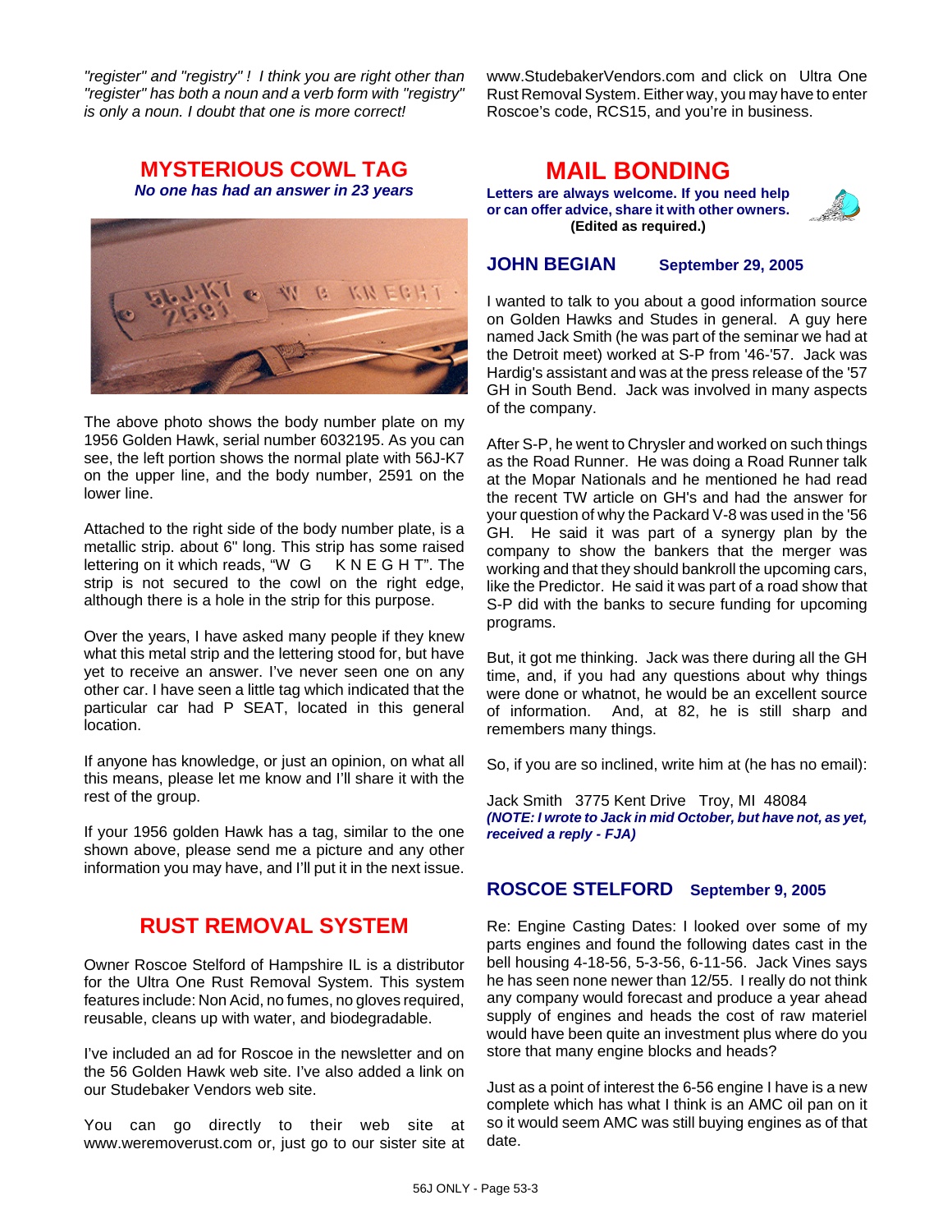*"register" and "registry" ! I think you are right other than "register" has both a noun and a verb form with "registry" is only a noun. I doubt that one is more correct!*

## MYSTERIOUS COWL TAG

***No one has had an answer in 23 years***

The above photo shows the body number plate on my 1956 Golden Hawk, serial number 6032195. As you can see, the left portion shows the normal plate with 56J-K7 on the upper line, and the body number, 2591 on the lower line.

Attached to the right side of the body number plate, is a metallic strip. about 6" long. This strip has some raised lettering on it which reads, "W G K N E G H T". The strip is not secured to the cowl on the right edge, although there is a hole in the strip for this purpose.

Over the years, I have asked many people if they knew what this metal strip and the lettering stood for, but have yet to receive an answer. I've never seen one on any other car. I have seen a little tag which indicated that the particular car had P SEAT, located in this general location.

If anyone has knowledge, or just an opinion, on what all this means, please let me know and I'll share it with the rest of the group.

If your 1956 golden Hawk has a tag, similar to the one shown above, please send me a picture and any other information you may have, and I'll put it in the next issue.

## RUST REMOVAL SYSTEM

Owner Roscoe Stelford of Hampshire IL is a distributor for the Ultra One Rust Removal System. This system features include: Non Acid, no fumes, no gloves required, reusable, cleans up with water, and biodegradable.

I've included an ad for Roscoe in the newsletter and on the 56 Golden Hawk web site. I've also added a link on our Studebaker Vendors web site.

You can go directly to their web site at www.weremoverust.com or, just go to our sister site at www.StudebakerVendors.com and click on Ultra One Rust Removal System. Either way, you may have to enter Roscoe's code, RCS15, and you're in business.

## MAIL BONDING

**Letters are always welcome. If you need help or can offer advice, share it with other owners. (Edited as required.)**

### JOHN BEGIAN — September 29, 2005

I wanted to talk to you about a good information source on Golden Hawks and Studes in general. A guy here named Jack Smith (he was part of the seminar we had at the Detroit meet) worked at S-P from '46-'57. Jack was Hardig's assistant and was at the press release of the '57 GH in South Bend. Jack was involved in many aspects of the company.

After S-P, he went to Chrysler and worked on such things as the Road Runner. He was doing a Road Runner talk at the Mopar Nationals and he mentioned he had read the recent TW article on GH's and had the answer for your question of why the Packard V-8 was used in the '56 GH. He said it was part of a synergy plan by the company to show the bankers that the merger was working and that they should bankroll the upcoming cars, like the Predictor. He said it was part of a road show that S-P did with the banks to secure funding for upcoming programs.

But, it got me thinking. Jack was there during all the GH time, and, if you had any questions about why things were done or whatnot, he would be an excellent source of information. And, at 82, he is still sharp and remembers many things.

So, if you are so inclined, write him at (he has no email):

Jack Smith 3775 Kent Drive Troy, MI 48084
***(NOTE: I wrote to Jack in mid October, but have not, as yet, received a reply - FJA)***

### ROSCOE STELFORD — September 9, 2005

Re: Engine Casting Dates: I looked over some of my parts engines and found the following dates cast in the bell housing 4-18-56, 5-3-56, 6-11-56. Jack Vines says he has seen none newer than 12/55. I really do not think any company would forecast and produce a year ahead supply of engines and heads the cost of raw materiel would have been quite an investment plus where do you store that many engine blocks and heads?

Just as a point of interest the 6-56 engine I have is a new complete which has what I think is an AMC oil pan on it so it would seem AMC was still buying engines as of that date.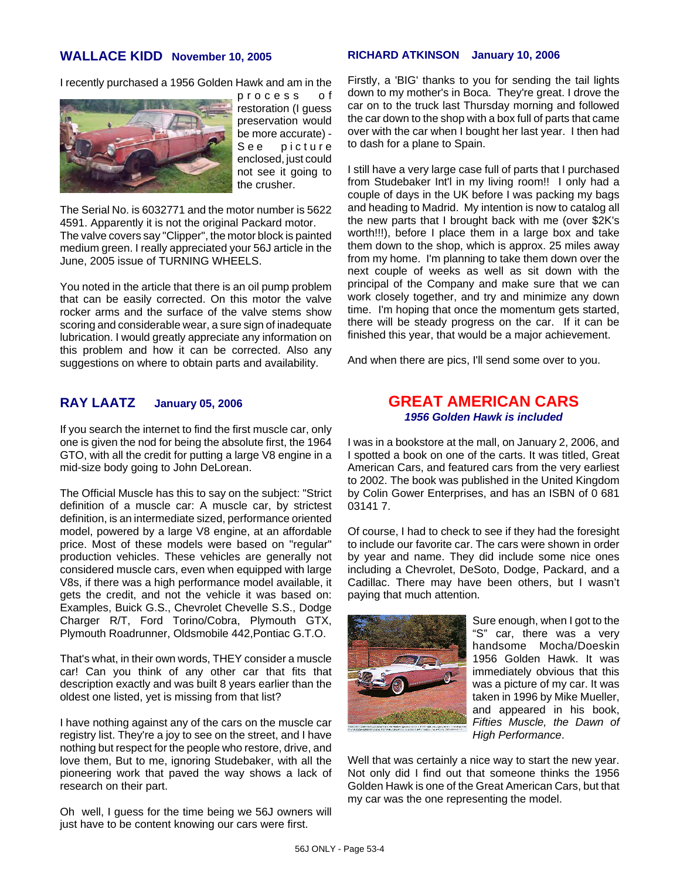## WALLACE KIDD **November 10, 2005**

I recently purchased a 1956 Golden Hawk and am in the process of restoration (I guess preservation would be more accurate) - See picture enclosed, just could not see it going to the crusher.

The Serial No. is 6032771 and the motor number is 5622 4591. Apparently it is not the original Packard motor. The valve covers say "Clipper", the motor block is painted medium green. I really appreciated your 56J article in the June, 2005 issue of TURNING WHEELS.

You noted in the article that there is an oil pump problem that can be easily corrected. On this motor the valve rocker arms and the surface of the valve stems show scoring and considerable wear, a sure sign of inadequate lubrication. I would greatly appreciate any information on this problem and how it can be corrected. Also any suggestions on where to obtain parts and availability.

## RAY LAATZ **January 05, 2006**

If you search the internet to find the first muscle car, only one is given the nod for being the absolute first, the 1964 GTO, with all the credit for putting a large V8 engine in a mid-size body going to John DeLorean.

The Official Muscle has this to say on the subject: "Strict definition of a muscle car: A muscle car, by strictest definition, is an intermediate sized, performance oriented model, powered by a large V8 engine, at an affordable price. Most of these models were based on "regular" production vehicles. These vehicles are generally not considered muscle cars, even when equipped with large V8s, if there was a high performance model available, it gets the credit, and not the vehicle it was based on: Examples, Buick G.S., Chevrolet Chevelle S.S., Dodge Charger R/T, Ford Torino/Cobra, Plymouth GTX, Plymouth Roadrunner, Oldsmobile 442,Pontiac G.T.O.

That's what, in their own words, THEY consider a muscle car! Can you think of any other car that fits that description exactly and was built 8 years earlier than the oldest one listed, yet is missing from that list?

I have nothing against any of the cars on the muscle car registry list. They're a joy to see on the street, and I have nothing but respect for the people who restore, drive, and love them, But to me, ignoring Studebaker, with all the pioneering work that paved the way shows a lack of research on their part.

Oh well, I guess for the time being we 56J owners will just have to be content knowing our cars were first.

## RICHARD ATKINSON **January 10, 2006**

Firstly, a 'BIG' thanks to you for sending the tail lights down to my mother's in Boca. They're great. I drove the car on to the truck last Thursday morning and followed the car down to the shop with a box full of parts that came over with the car when I bought her last year. I then had to dash for a plane to Spain.

I still have a very large case full of parts that I purchased from Studebaker Int'l in my living room!! I only had a couple of days in the UK before I was packing my bags and heading to Madrid. My intention is now to catalog all the new parts that I brought back with me (over $2K's worth!!!), before I place them in a large box and take them down to the shop, which is approx. 25 miles away from my home. I'm planning to take them down over the next couple of weeks as well as sit down with the principal of the Company and make sure that we can work closely together, and try and minimize any down time. I'm hoping that once the momentum gets started, there will be steady progress on the car. If it can be finished this year, that would be a major achievement.

And when there are pics, I'll send some over to you.

## GREAT AMERICAN CARS

***1956 Golden Hawk is included***

I was in a bookstore at the mall, on January 2, 2006, and I spotted a book on one of the carts. It was titled, Great American Cars, and featured cars from the very earliest to 2002. The book was published in the United Kingdom by Colin Gower Enterprises, and has an ISBN of 0 681 03141 7.

Of course, I had to check to see if they had the foresight to include our favorite car. The cars were shown in order by year and name. They did include some nice ones including a Chevrolet, DeSoto, Dodge, Packard, and a Cadillac. There may have been others, but I wasn't paying that much attention.

Sure enough, when I got to the "S" car, there was a very handsome Mocha/Doeskin 1956 Golden Hawk. It was immediately obvious that this was a picture of my car. It was taken in 1996 by Mike Mueller, and appeared in his book, *Fifties Muscle, the Dawn of High Performance*.

Well that was certainly a nice way to start the new year. Not only did I find out that someone thinks the 1956 Golden Hawk is one of the Great American Cars, but that my car was the one representing the model.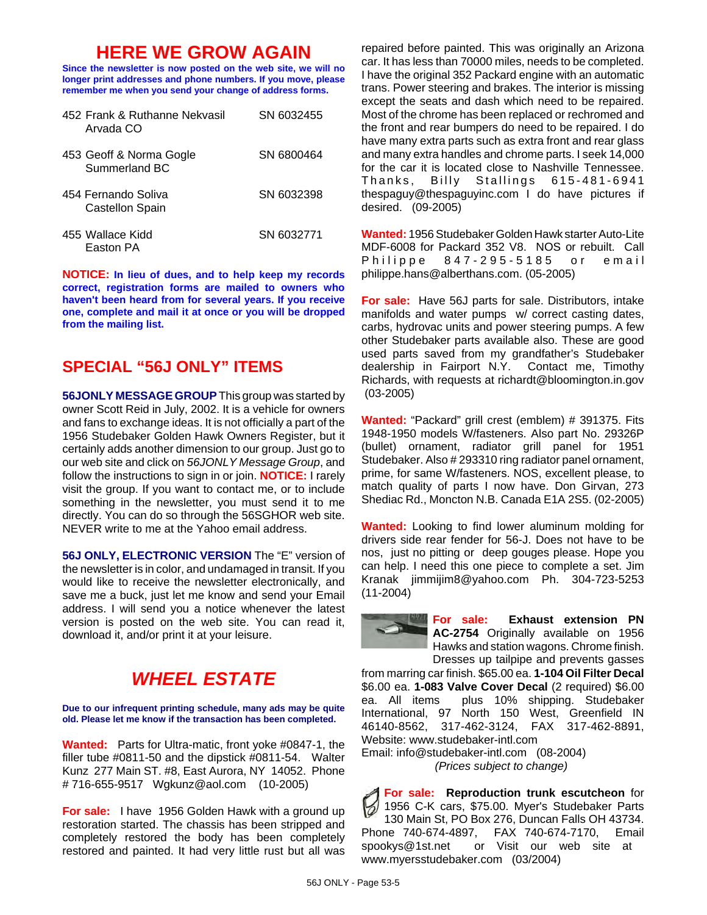# HERE WE GROW AGAIN

**Since the newsletter is now posted on the web site, we will no longer print addresses and phone numbers. If you move, please remember me when you send your change of address forms.**

| | |
|---|---|
| 452 Frank & Ruthanne Nekvasil<br>Arvada CO | SN 6032455 |
| 453 Geoff & Norma Gogle<br>Summerland BC | SN 6800464 |
| 454 Fernando Soliva<br>Castellon Spain | SN 6032398 |
| 455 Wallace Kidd<br>Easton PA | SN 6032771 |

**NOTICE: In lieu of dues, and to help keep my records correct, registration forms are mailed to owners who haven't been heard from for several years. If you receive one, complete and mail it at once or you will be dropped from the mailing list.**

## SPECIAL "56J ONLY" ITEMS

**56JONLY MESSAGE GROUP** This group was started by owner Scott Reid in July, 2002. It is a vehicle for owners and fans to exchange ideas. It is not officially a part of the 1956 Studebaker Golden Hawk Owners Register, but it certainly adds another dimension to our group. Just go to our web site and click on *56JONLY Message Group*, and follow the instructions to sign in or join. **NOTICE:** I rarely visit the group. If you want to contact me, or to include something in the newsletter, you must send it to me directly. You can do so through the 56SGHOR web site. NEVER write to me at the Yahoo email address.

**56J ONLY, ELECTRONIC VERSION** The "E" version of the newsletter is in color, and undamaged in transit. If you would like to receive the newsletter electronically, and save me a buck, just let me know and send your Email address. I will send you a notice whenever the latest version is posted on the web site. You can read it, download it, and/or print it at your leisure.

## *WHEEL ESTATE*

**Due to our infrequent printing schedule, many ads may be quite old. Please let me know if the transaction has been completed.**

**Wanted:** Parts for Ultra-matic, front yoke #0847-1, the filler tube #0811-50 and the dipstick #0811-54. Walter Kunz 277 Main ST. #8, East Aurora, NY 14052. Phone # 716-655-9517 Wgkunz@aol.com (10-2005)

**For sale:** I have 1956 Golden Hawk with a ground up restoration started. The chassis has been stripped and completely restored the body has been completely restored and painted. It had very little rust but all was repaired before painted. This was originally an Arizona car. It has less than 70000 miles, needs to be completed. I have the original 352 Packard engine with an automatic trans. Power steering and brakes. The interior is missing except the seats and dash which need to be repaired. Most of the chrome has been replaced or rechromed and the front and rear bumpers do need to be repaired. I do have many extra parts such as extra front and rear glass and many extra handles and chrome parts. I seek 14,000 for the car it is located close to Nashville Tennessee. Thanks, Billy Stallings 615-481-6941 thespaguy@thespaguyinc.com I do have pictures if desired. (09-2005)

**Wanted:** 1956 Studebaker Golden Hawk starter Auto-Lite MDF-6008 for Packard 352 V8. NOS or rebuilt. Call Philippe 847-295-5185 or email philippe.hans@alberthans.com. (05-2005)

**For sale:** Have 56J parts for sale. Distributors, intake manifolds and water pumps w/ correct casting dates, carbs, hydrovac units and power steering pumps. A few other Studebaker parts available also. These are good used parts saved from my grandfather's Studebaker dealership in Fairport N.Y. Contact me, Timothy Richards, with requests at richardt@bloomington.in.gov (03-2005)

**Wanted:** "Packard" grill crest (emblem) # 391375. Fits 1948-1950 models W/fasteners. Also part No. 29326P (bullet) ornament, radiator grill panel for 1951 Studebaker. Also # 293310 ring radiator panel ornament, prime, for same W/fasteners. NOS, excellent please, to match quality of parts I now have. Don Girvan, 273 Shediac Rd., Moncton N.B. Canada E1A 2S5. (02-2005)

**Wanted:** Looking to find lower aluminum molding for drivers side rear fender for 56-J. Does not have to be nos, just no pitting or deep gouges please. Hope you can help. I need this one piece to complete a set. Jim Kranak jimmijim8@yahoo.com Ph. 304-723-5253 (11-2004)

**For sale:** **Exhaust extension PN AC-2754** Originally available on 1956 Hawks and station wagons. Chrome finish. Dresses up tailpipe and prevents gasses from marring car finish. $65.00 ea. **1-104 Oil Filter Decal** $6.00 ea. **1-083 Valve Cover Decal** (2 required) $6.00 ea. All items plus 10% shipping. Studebaker International, 97 North 150 West, Greenfield IN 46140-8562, 317-462-3124, FAX 317-462-8891, Website: www.studebaker-intl.com Email: info@studebaker-intl.com (08-2004)
*(Prices subject to change)*

**For sale:** **Reproduction trunk escutcheon** for 1956 C-K cars, $75.00. Myer's Studebaker Parts 130 Main St, PO Box 276, Duncan Falls OH 43734. Phone 740-674-4897, FAX 740-674-7170, Email spookys@1st.net or Visit our web site at www.myersstudebaker.com (03/2004)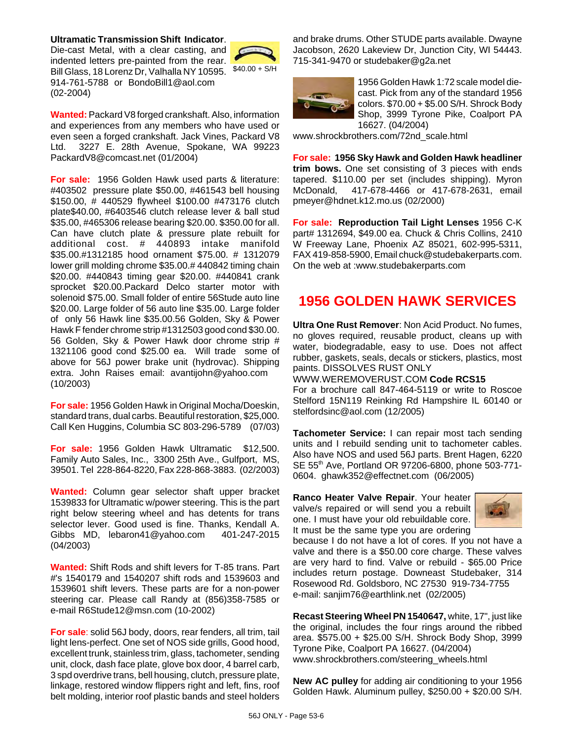**Ultramatic Transmission Shift Indicator**. Die-cast Metal, with a clear casting, and indented letters pre-painted from the rear. Bill Glass, 18 Lorenz Dr, Valhalla NY 10595. 914-761-5788 or BondoBill1@aol.com (02-2004)

$40.00 + S/H

**Wanted:** Packard V8 forged crankshaft. Also, information and experiences from any members who have used or even seen a forged crankshaft. Jack Vines, Packard V8 Ltd. 3227 E. 28th Avenue, Spokane, WA 99223 PackardV8@comcast.net (01/2004)

**For sale:** 1956 Golden Hawk used parts & literature: #403502 pressure plate $50.00, #461543 bell housing $150.00, # 440529 flywheel $100.00 #473176 clutch plate$40.00, #6403546 clutch release lever & ball stud $35.00, #465306 release bearing $20.00. $350.00 for all. Can have clutch plate & pressure plate rebuilt for additional cost. # 440893 intake manifold $35.00.#1312185 hood ornament $75.00. # 1312079 lower grill molding chrome $35.00.# 440842 timing chain $20.00. #440843 timing gear $20.00. #440841 crank sprocket $20.00.Packard Delco starter motor with solenoid $75.00. Small folder of entire 56Stude auto line $20.00. Large folder of 56 auto line $35.00. Large folder of only 56 Hawk line $35.00.56 Golden, Sky & Power Hawk F fender chrome strip #1312503 good cond $30.00. 56 Golden, Sky & Power Hawk door chrome strip # 1321106 good cond $25.00 ea. Will trade some of above for 56J power brake unit (hydrovac). Shipping extra. John Raises email: avantijohn@yahoo.com (10/2003)

**For sale:** 1956 Golden Hawk in Original Mocha/Doeskin, standard trans, dual carbs. Beautiful restoration, $25,000. Call Ken Huggins, Columbia SC 803-296-5789 (07/03)

**For sale:** 1956 Golden Hawk Ultramatic $12,500. Family Auto Sales, Inc., 3300 25th Ave., Gulfport, MS, 39501. Tel 228-864-8220, Fax 228-868-3883. (02/2003)

**Wanted:** Column gear selector shaft upper bracket 1539833 for Ultramatic w/power steering. This is the part right below steering wheel and has detents for trans selector lever. Good used is fine. Thanks, Kendall A. Gibbs MD, lebaron41@yahoo.com 401-247-2015 (04/2003)

**Wanted:** Shift Rods and shift levers for T-85 trans. Part #'s 1540179 and 1540207 shift rods and 1539603 and 1539601 shift levers. These parts are for a non-power steering car. Please call Randy at (856)358-7585 or e-mail R6Stude12@msn.com (10-2002)

**For sale**: solid 56J body, doors, rear fenders, all trim, tail light lens-perfect. One set of NOS side grills, Good hood, excellent trunk, stainless trim, glass, tachometer, sending unit, clock, dash face plate, glove box door, 4 barrel carb, 3 spd overdrive trans, bell housing, clutch, pressure plate, linkage, restored window flippers right and left, fins, roof belt molding, interior roof plastic bands and steel holders and brake drums. Other STUDE parts available. Dwayne Jacobson, 2620 Lakeview Dr, Junction City, WI 54443. 715-341-9470 or studebaker@g2a.net

1956 Golden Hawk 1:72 scale model die-cast. Pick from any of the standard 1956 colors. $70.00 + $5.00 S/H. Shrock Body Shop, 3999 Tyrone Pike, Coalport PA 16627. (04/2004) www.shrockbrothers.com/72nd_scale.html

**For sale: 1956 Sky Hawk and Golden Hawk headliner trim bows.** One set consisting of 3 pieces with ends tapered. $110.00 per set (includes shipping). Myron McDonald, 417-678-4466 or 417-678-2631, email pmeyer@hdnet.k12.mo.us (02/2000)

**For sale: Reproduction Tail Light Lenses** 1956 C-K part# 1312694, $49.00 ea. Chuck & Chris Collins, 2410 W Freeway Lane, Phoenix AZ 85021, 602-995-5311, FAX 419-858-5900, Email chuck@studebakerparts.com. On the web at :www.studebakerparts.com

## 1956 GOLDEN HAWK SERVICES

**Ultra One Rust Remover**: Non Acid Product. No fumes, no gloves required, reusable product, cleans up with water, biodegradable, easy to use. Does not affect rubber, gaskets, seals, decals or stickers, plastics, most paints. DISSOLVES RUST ONLY
WWW.WEREMOVERUST.COM **Code RCS15**
For a brochure call 847-464-5119 or write to Roscoe Stelford 15N119 Reinking Rd Hampshire IL 60140 or stelfordsinc@aol.com (12/2005)

**Tachometer Service:** I can repair most tach sending units and I rebuild sending unit to tachometer cables. Also have NOS and used 56J parts. Brent Hagen, 6220 SE 55th Ave, Portland OR 97206-6800, phone 503-771-0604. ghawk352@effectnet.com (06/2005)

**Ranco Heater Valve Repair**. Your heater valve/s repaired or will send you a rebuilt one. I must have your old rebuildable core. It must be the same type you are ordering because I do not have a lot of cores. If you not have a valve and there is a $50.00 core charge. These valves are very hard to find. Valve or rebuild - $65.00 Price includes return postage. Downeast Studebaker, 314 Rosewood Rd. Goldsboro, NC 27530 919-734-7755 e-mail: sanjim76@earthlink.net (02/2005)

**Recast Steering Wheel PN 1540647,** white, 17", just like the original, includes the four rings around the ribbed area. $575.00 + $25.00 S/H. Shrock Body Shop, 3999 Tyrone Pike, Coalport PA 16627. (04/2004) www.shrockbrothers.com/steering_wheels.html

**New AC pulley** for adding air conditioning to your 1956 Golden Hawk. Aluminum pulley, $250.00 + $20.00 S/H.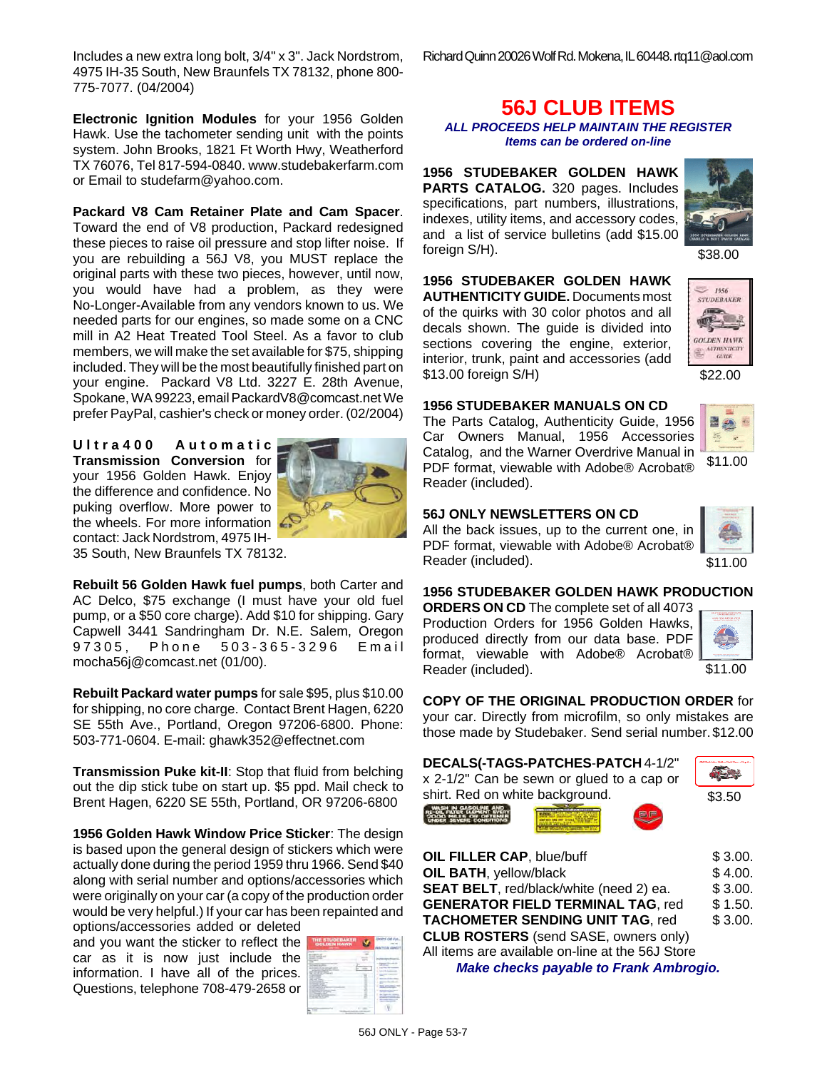Includes a new extra long bolt, 3/4" x 3". Jack Nordstrom, 4975 IH-35 South, New Braunfels TX 78132, phone 800-775-7077. (04/2004)

**Electronic Ignition Modules** for your 1956 Golden Hawk. Use the tachometer sending unit with the points system. John Brooks, 1821 Ft Worth Hwy, Weatherford TX 76076, Tel 817-594-0840. www.studebakerfarm.com or Email to studefarm@yahoo.com.

**Packard V8 Cam Retainer Plate and Cam Spacer**. Toward the end of V8 production, Packard redesigned these pieces to raise oil pressure and stop lifter noise. If you are rebuilding a 56J V8, you MUST replace the original parts with these two pieces, however, until now, you would have had a problem, as they were No-Longer-Available from any vendors known to us. We needed parts for our engines, so made some on a CNC mill in A2 Heat Treated Tool Steel. As a favor to club members, we will make the set available for $75, shipping included. They will be the most beautifully finished part on your engine. Packard V8 Ltd. 3227 E. 28th Avenue, Spokane, WA 99223, email PackardV8@comcast.net We prefer PayPal, cashier's check or money order. (02/2004)

**Ultra400 Automatic Transmission Conversion** for your 1956 Golden Hawk. Enjoy the difference and confidence. No puking overflow. More power to the wheels. For more information contact: Jack Nordstrom, 4975 IH-35 South, New Braunfels TX 78132.

**Rebuilt 56 Golden Hawk fuel pumps**, both Carter and AC Delco, $75 exchange (I must have your old fuel pump, or a $50 core charge). Add $10 for shipping. Gary Capwell 3441 Sandringham Dr. N.E. Salem, Oregon 97305, Phone 503-365-3296 Email mocha56j@comcast.net (01/00).

**Rebuilt Packard water pumps** for sale $95, plus $10.00 for shipping, no core charge. Contact Brent Hagen, 6220 SE 55th Ave., Portland, Oregon 97206-6800. Phone: 503-771-0604. E-mail: ghawk352@effectnet.com

**Transmission Puke kit-II**: Stop that fluid from belching out the dip stick tube on start up. $5 ppd. Mail check to Brent Hagen, 6220 SE 55th, Portland, OR 97206-6800

**1956 Golden Hawk Window Price Sticker**: The design is based upon the general design of stickers which were actually done during the period 1959 thru 1966. Send $40 along with serial number and options/accessories which were originally on your car (a copy of the production order would be very helpful.) If your car has been repainted and options/accessories added or deleted and you want the sticker to reflect the car as it is now just include the information. I have all of the prices. Questions, telephone 708-479-2658 or Richard Quinn 20026 Wolf Rd. Mokena, IL 60448. rtq11@aol.com

## 56J CLUB ITEMS

***ALL PROCEEDS HELP MAINTAIN THE REGISTER***
***Items can be ordered on-line***

**1956 STUDEBAKER GOLDEN HAWK PARTS CATALOG.** 320 pages. Includes specifications, part numbers, illustrations, indexes, utility items, and accessory codes, and a list of service bulletins (add $15.00 foreign S/H). $38.00

**1956 STUDEBAKER GOLDEN HAWK AUTHENTICITY GUIDE.** Documents most of the quirks with 30 color photos and all decals shown. The guide is divided into sections covering the engine, exterior, interior, trunk, paint and accessories (add $13.00 foreign S/H) $22.00

**1956 STUDEBAKER MANUALS ON CD**
The Parts Catalog, Authenticity Guide, 1956 Car Owners Manual, 1956 Accessories Catalog, and the Warner Overdrive Manual in PDF format, viewable with Adobe® Acrobat® Reader (included). $11.00

**56J ONLY NEWSLETTERS ON CD**
All the back issues, up to the current one, in PDF format, viewable with Adobe® Acrobat® Reader (included). $11.00

**1956 STUDEBAKER GOLDEN HAWK PRODUCTION ORDERS ON CD** The complete set of all 4073 Production Orders for 1956 Golden Hawks, produced directly from our data base. PDF format, viewable with Adobe® Acrobat® Reader (included). $11.00

**COPY OF THE ORIGINAL PRODUCTION ORDER** for your car. Directly from microfilm, so only mistakes are those made by Studebaker. Send serial number. $12.00

**DECALS(-TAGS-PATCHES-PATCH** 4-1/2" x 2-1/2" Can be sewn or glued to a cap or shirt. Red on white background. $3.50

| | |
|---|---|
| **OIL FILLER CAP**, blue/buff | $ 3.00. |
| **OIL BATH**, yellow/black | $ 4.00. |
| **SEAT BELT**, red/black/white (need 2) ea. | $ 3.00. |
| **GENERATOR FIELD TERMINAL TAG**, red | $ 1.50. |
| **TACHOMETER SENDING UNIT TAG**, red | $ 3.00. |
| **CLUB ROSTERS** (send SASE, owners only) | |

All items are available on-line at the 56J Store

***Make checks payable to Frank Ambrogio.***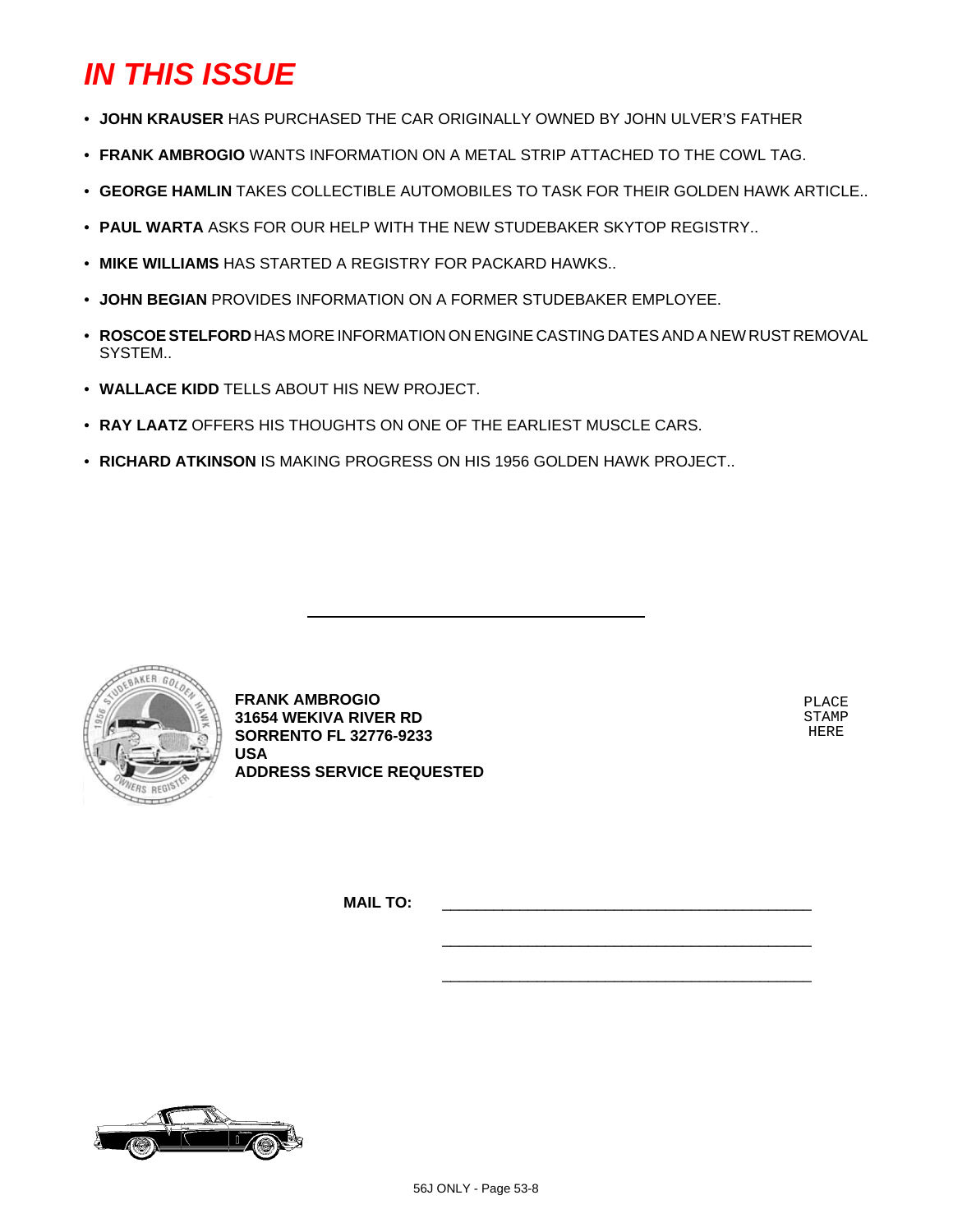# *IN THIS ISSUE*

- **JOHN KRAUSER** HAS PURCHASED THE CAR ORIGINALLY OWNED BY JOHN ULVER'S FATHER
- **FRANK AMBROGIO** WANTS INFORMATION ON A METAL STRIP ATTACHED TO THE COWL TAG.
- **GEORGE HAMLIN** TAKES COLLECTIBLE AUTOMOBILES TO TASK FOR THEIR GOLDEN HAWK ARTICLE..
- **PAUL WARTA** ASKS FOR OUR HELP WITH THE NEW STUDEBAKER SKYTOP REGISTRY..
- **MIKE WILLIAMS** HAS STARTED A REGISTRY FOR PACKARD HAWKS..
- **JOHN BEGIAN** PROVIDES INFORMATION ON A FORMER STUDEBAKER EMPLOYEE.
- **ROSCOE STELFORD** HAS MORE INFORMATION ON ENGINE CASTING DATES AND A NEW RUST REMOVAL SYSTEM..
- **WALLACE KIDD** TELLS ABOUT HIS NEW PROJECT.
- **RAY LAATZ** OFFERS HIS THOUGHTS ON ONE OF THE EARLIEST MUSCLE CARS.
- **RICHARD ATKINSON** IS MAKING PROGRESS ON HIS 1956 GOLDEN HAWK PROJECT..

---

**FRANK AMBROGIO**
**31654 WEKIVA RIVER RD**
**SORRENTO FL 32776-9233**
**USA**
**ADDRESS SERVICE REQUESTED**

PLACE
STAMP
HERE

**MAIL TO:** ____________________________________________

____________________________________________

____________________________________________